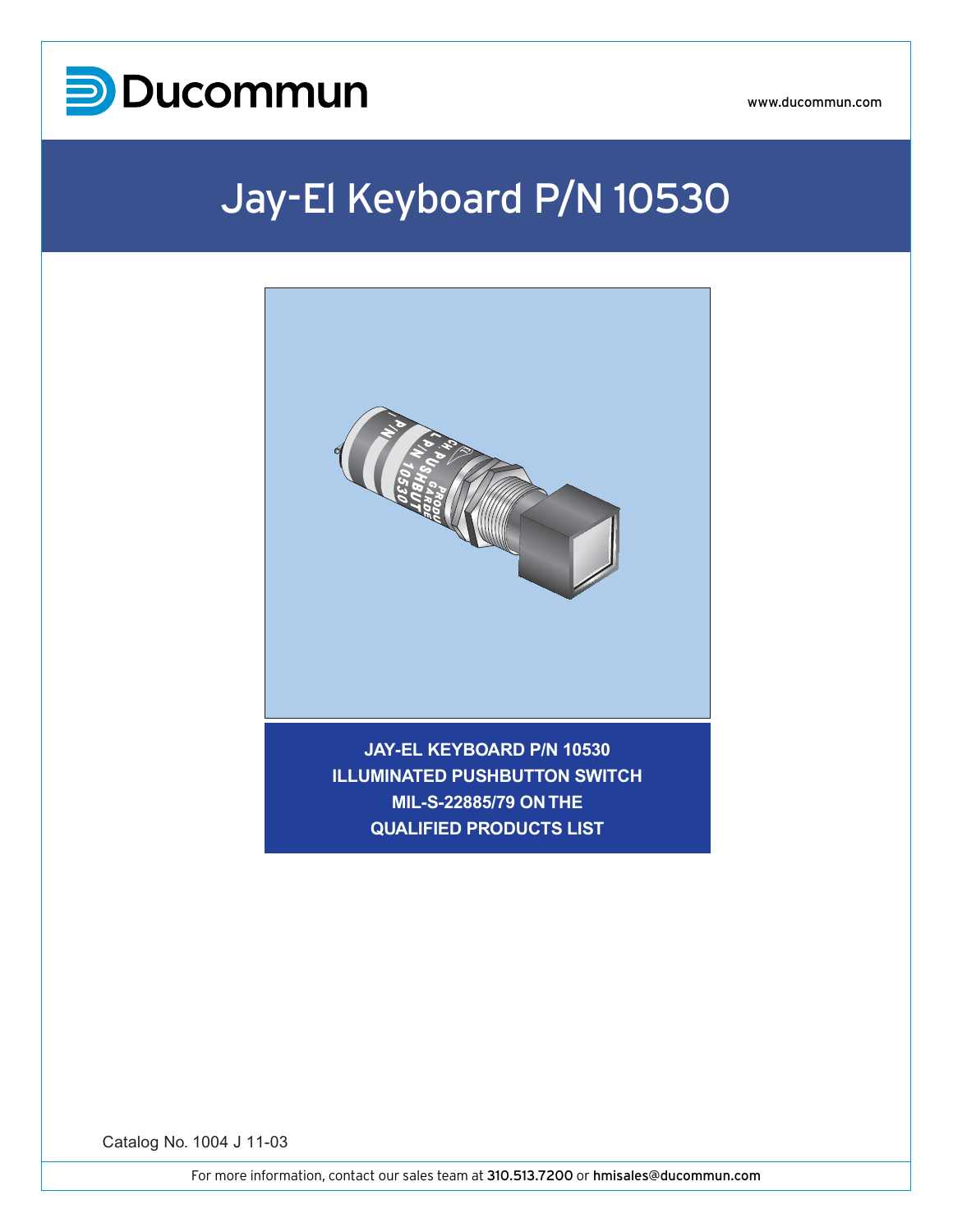Ducommun

www.ducommun.com

# Jay-El Keyboard P/N 10530

**JAY-EL KEYBOARD P/N 10530**
**ILLUMINATED PUSHBUTTON SWITCH**
**MIL-S-22885/79 ON THE**
**QUALIFIED PRODUCTS LIST**

Catalog No. 1004 J 11-03

For more information, contact our sales team at 310.513.7200 or hmisales@ducommun.com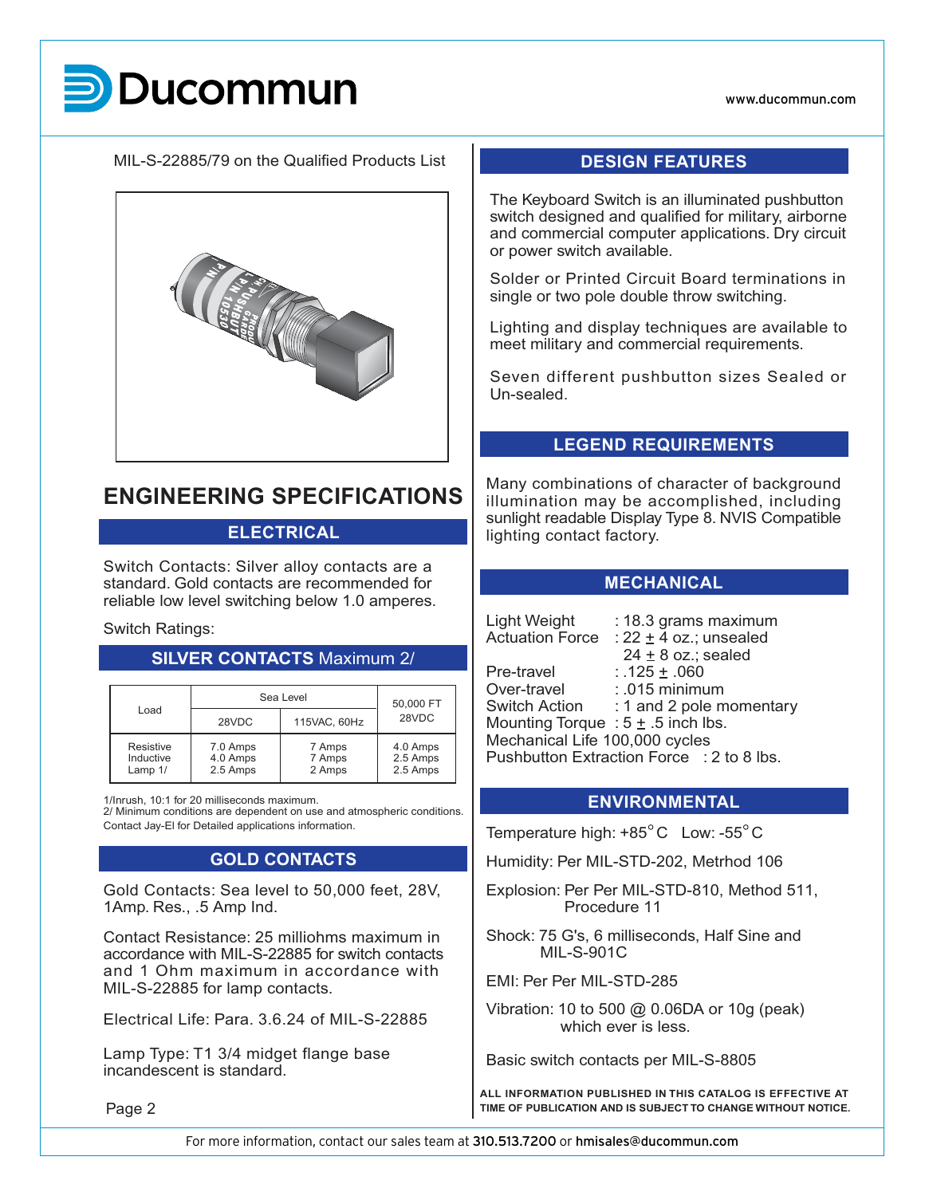MIL-S-22885/79 on the Qualified Products List

## ENGINEERING SPECIFICATIONS

### ELECTRICAL

Switch Contacts: Silver alloy contacts are a standard. Gold contacts are recommended for reliable low level switching below 1.0 amperes.

Switch Ratings:

### SILVER CONTACTS Maximum 2/

| Load | Sea Level | | 50,000 FT 28VDC |
|---|---|---|---|
| | 28VDC | 115VAC, 60Hz | |
| Resistive | 7.0 Amps | 7 Amps | 4.0 Amps |
| Inductive | 4.0 Amps | 7 Amps | 2.5 Amps |
| Lamp 1/ | 2.5 Amps | 2 Amps | 2.5 Amps |

1/Inrush, 10:1 for 20 milliseconds maximum.
2/ Minimum conditions are dependent on use and atmospheric conditions. Contact Jay-El for Detailed applications information.

### GOLD CONTACTS

Gold Contacts: Sea level to 50,000 feet, 28V, 1Amp. Res., .5 Amp Ind.

Contact Resistance: 25 milliohms maximum in accordance with MIL-S-22885 for switch contacts and 1 Ohm maximum in accordance with MIL-S-22885 for lamp contacts.

Electrical Life: Para. 3.6.24 of MIL-S-22885

Lamp Type: T1 3/4 midget flange base incandescent is standard.

### DESIGN FEATURES

The Keyboard Switch is an illuminated pushbutton switch designed and qualified for military, airborne and commercial computer applications. Dry circuit or power switch available.

Solder or Printed Circuit Board terminations in single or two pole double throw switching.

Lighting and display techniques are available to meet military and commercial requirements.

Seven different pushbutton sizes Sealed or Un-sealed.

### LEGEND REQUIREMENTS

Many combinations of character of background illumination may be accomplished, including sunlight readable Display Type 8. NVIS Compatible lighting contact factory.

### MECHANICAL

Light Weight : 18.3 grams maximum
Actuation Force : 22 ± 4 oz.; unsealed
24 ± 8 oz.; sealed
Pre-travel : .125 ± .060
Over-travel : .015 minimum
Switch Action : 1 and 2 pole momentary
Mounting Torque : 5 ± .5 inch lbs.
Mechanical Life 100,000 cycles
Pushbutton Extraction Force : 2 to 8 lbs.

### ENVIRONMENTAL

Temperature high: +85°C Low: -55°C

Humidity: Per MIL-STD-202, Metrhod 106

Explosion: Per Per MIL-STD-810, Method 511, Procedure 11

Shock: 75 G's, 6 milliseconds, Half Sine and MIL-S-901C

EMI: Per Per MIL-STD-285

Vibration: 10 to 500 @ 0.06DA or 10g (peak) which ever is less.

Basic switch contacts per MIL-S-8805

**ALL INFORMATION PUBLISHED IN THIS CATALOG IS EFFECTIVE AT TIME OF PUBLICATION AND IS SUBJECT TO CHANGE WITHOUT NOTICE.**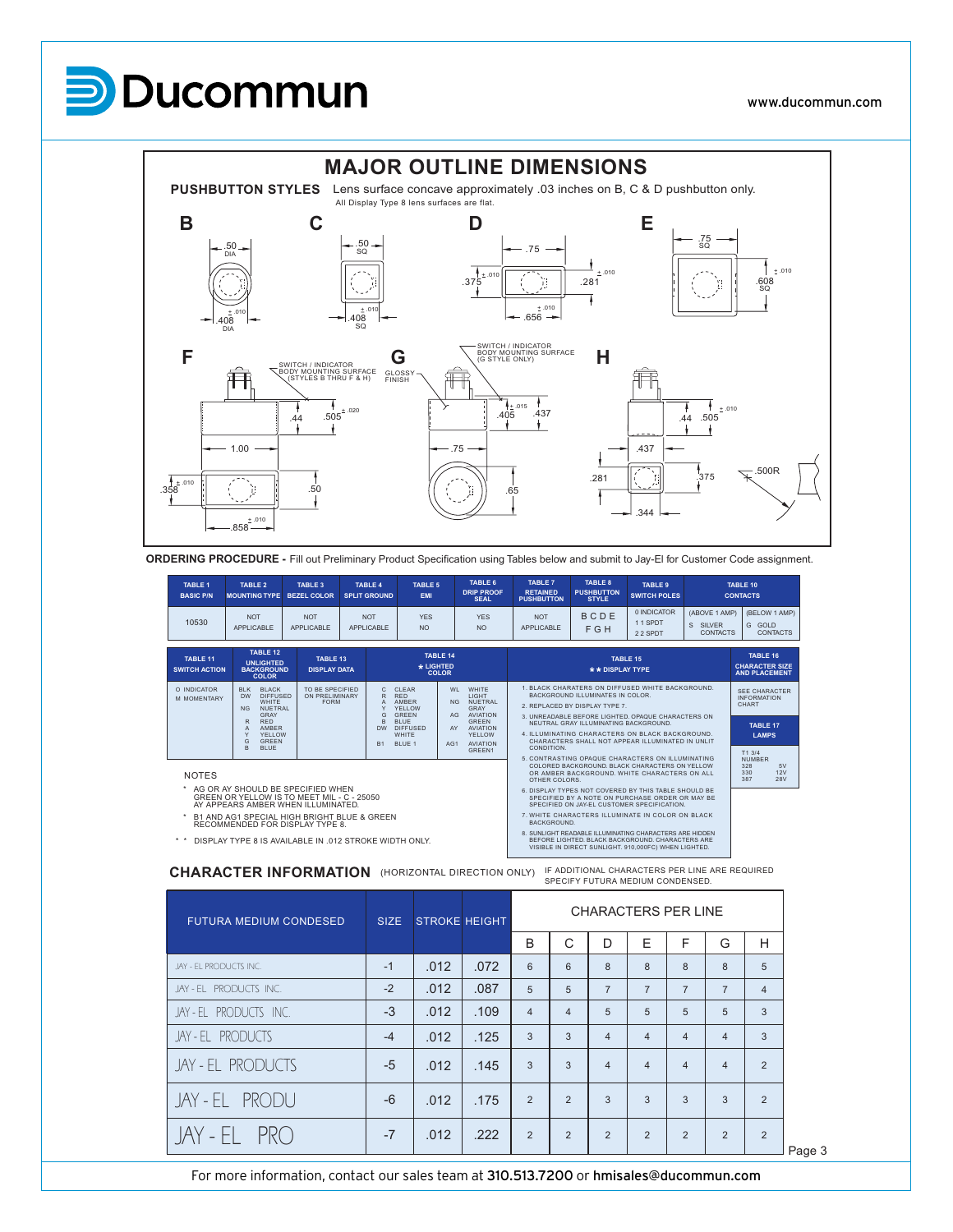## MAJOR OUTLINE DIMENSIONS

**PUSHBUTTON STYLES** Lens surface concave approximately .03 inches on B, C & D pushbutton only.
All Display Type 8 lens surfaces are flat.

**B** .50 DIA; .408 ±.010 DIA

**C** .50 SQ; .408 ±.010 SQ

**D** .75; .375 ±.010; .281 ±.010; .656 ±.010

**E** .75 SQ; .608 ±.010 SQ

**F** SWITCH / INDICATOR BODY MOUNTING SURFACE (STYLES B THRU F & H); .44; .505 ±.020; 1.00; .358 ±.010; .50; .858 ±.010

**G** GLOSSY FINISH; SWITCH / INDICATOR BODY MOUNTING SURFACE (G STYLE ONLY); .405 ±.015; .437; .75; .65

**H** .44; .505 ±.010; .437; .281; .375; .344; .500R

**ORDERING PROCEDURE -** Fill out Preliminary Product Specification using Tables below and submit to Jay-El for Customer Code assignment.

| TABLE 1 BASIC P/N | TABLE 2 MOUNTING TYPE | TABLE 3 BEZEL COLOR | TABLE 4 SPLIT GROUND | TABLE 5 EMI | TABLE 6 DRIP PROOF SEAL | TABLE 7 RETAINED PUSHBUTTON | TABLE 8 PUSHBUTTON STYLE | TABLE 9 SWITCH POLES | TABLE 10 CONTACTS | |
|---|---|---|---|---|---|---|---|---|---|---|
| 10530 | NOT APPLICABLE | NOT APPLICABLE | NOT APPLICABLE | YES NO | YES NO | NOT APPLICABLE | B C D E F G H | 0 INDICATOR 1 1 SPDT 2 2 SPDT | (ABOVE 1 AMP) S SILVER CONTACTS | (BELOW 1 AMP) G GOLD CONTACTS |

| TABLE 11 SWITCH ACTION | TABLE 12 UNLIGHTED BACKGROUND COLOR | TABLE 13 DISPLAY DATA | TABLE 14 * LIGHTED COLOR | | TABLE 15 ** DISPLAY TYPE | TABLE 16 CHARACTER SIZE AND PLACEMENT |
|---|---|---|---|---|---|---|
| O INDICATOR<br>M MOMENTARY | BLK BLACK<br>DW DIFFUSED WHITE<br>NG NUETRAL GRAY<br>R RED<br>A AMBER<br>Y YELLOW<br>G GREEN<br>B BLUE | TO BE SPECIFIED ON PRELIMINARY FORM | C CLEAR<br>R RED<br>A AMBER<br>Y YELLOW<br>G GREEN<br>B BLUE<br>DW DIFFUSED WHITE<br>B1 BLUE 1 | WL WHITE LIGHT<br>NG NUETRAL GRAY<br>AG AVIATION GREEN<br>AY AVIATION YELLOW<br>AG1 AVIATION GREEN1 | 1. BLACK CHARATERS ON DIFFUSED WHITE BACKGROUND. BACKGROUND ILLUMINATES IN COLOR.<br>2. REPLACED BY DISPLAY TYPE 7.<br>3. UNREADABLE BEFORE LIGHTED. OPAQUE CHARACTERS ON NEUTRAL GRAY ILLUMINATING BACKGROUND.<br>4. ILLUMINATING CHARACTERS ON BLACK BACKGROUND. CHARACTERS SHALL NOT APPEAR ILLUMINATED IN UNLIT CONDITION.<br>5. CONTRASTING OPAQUE CHARACTERS ON ILLUMINATING COLORED BACKGROUND. BLACK CHARACTERS ON YELLOW OR AMBER BACKGROUND. WHITE CHARACTERS ON ALL OTHER COLORS.<br>6. DISPLAY TYPES NOT COVERED BY THIS TABLE SHOULD BE SPECIFIED BY A NOTE ON PURCHASE ORDER OR MAY BE SPECIFIED ON JAY-EL CUSTOMER SPECIFICATION.<br>7. WHITE CHARACTERS ILLUMINATE IN COLOR ON BLACK BACKGROUND.<br>8. SUNLIGHT READABLE ILLUMINATING CHARACTERS ARE HIDDEN BEFORE LIGHTED. BLACK BACKGROUND. CHARACTERS ARE VISIBLE IN DIRECT SUNLIGHT. 910,000FC) WHEN LIGHTED. | SEE CHARACTER INFORMATION CHART<br><br>**TABLE 17 LAMPS**<br>T1 3/4 NUMBER<br>328 5V<br>330 12V<br>387 28V |

NOTES

\* AG OR AY SHOULD BE SPECIFIED WHEN GREEN OR YELLOW IS TO MEET MIL - C - 25050 AY APPEARS AMBER WHEN ILLUMINATED.

\* B1 AND AG1 SPECIAL HIGH BRIGHT BLUE & GREEN RECOMMENDED FOR DISPLAY TYPE 8.

\* \* DISPLAY TYPE 8 IS AVAILABLE IN .012 STROKE WIDTH ONLY.

## CHARACTER INFORMATION (HORIZONTAL DIRECTION ONLY)

IF ADDITIONAL CHARACTERS PER LINE ARE REQUIRED SPECIFY FUTURA MEDIUM CONDENSED.

| FUTURA MEDIUM CONDESED | SIZE | STROKE | HEIGHT | CHARACTERS PER LINE | | | | | | |
|---|---|---|---|---|---|---|---|---|---|---|
| | | | | B | C | D | E | F | G | H |
| JAY - EL PRODUCTS INC. | -1 | .012 | .072 | 6 | 6 | 8 | 8 | 8 | 8 | 5 |
| JAY - EL PRODUCTS INC. | -2 | .012 | .087 | 5 | 5 | 7 | 7 | 7 | 7 | 4 |
| JAY - EL PRODUCTS INC. | -3 | .012 | .109 | 4 | 4 | 5 | 5 | 5 | 5 | 3 |
| JAY - EL PRODUCTS | -4 | .012 | .125 | 3 | 3 | 4 | 4 | 4 | 4 | 3 |
| JAY - EL PRODUCTS | -5 | .012 | .145 | 3 | 3 | 4 | 4 | 4 | 4 | 2 |
| JAY - EL PRODU | -6 | .012 | .175 | 2 | 2 | 3 | 3 | 3 | 3 | 2 |
| JAY - EL PRO | -7 | .012 | .222 | 2 | 2 | 2 | 2 | 2 | 2 | 2 |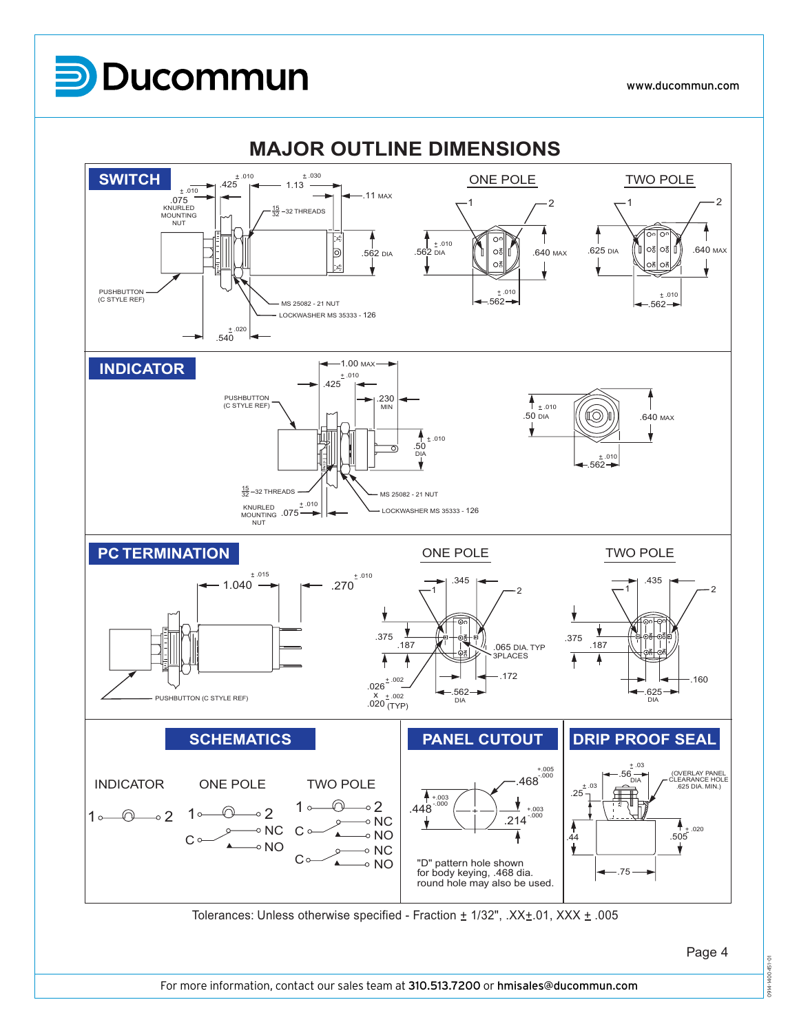# MAJOR OUTLINE DIMENSIONS

## SWITCH

± .010
.425

± .030
1.13

.11 MAX

± .010
.075
KNURLED
MOUNTING
NUT

15/32 –32 THREADS

.562 DIA

PUSHBUTTON
(C STYLE REF)

MS 25082 - 21 NUT

LOCKWASHER MS 35333 - 126

± .020
.540

ONE POLE

1 2

± .010
.562 DIA

.640 MAX

± .010
.562

TWO POLE

1 2

.625 DIA

.640 MAX

± .010
.562

## INDICATOR

1.00 MAX

± .010
.425

PUSHBUTTON
(C STYLE REF)

.230
MIN

± .010
.50
DIA

15/32 –32 THREADS

MS 25082 - 21 NUT

KNURLED
MOUNTING
NUT

± .010
.075

LOCKWASHER MS 35333 - 126

± .010
.50 DIA

.640 MAX

± .010
.562

## PC TERMINATION

± .015
1.040

± .010
.270

PUSHBUTTON (C STYLE REF)

ONE POLE

1 2

.345

.375

.187

.065 DIA. TYP
3PLACES

.172

± .002
.026
X ± .002
.020 (TYP)

.562
DIA

TWO POLE

1 2

.435

.375

.187

.160

.625
DIA

## SCHEMATICS

INDICATOR

1 2

ONE POLE

1 2

C NC NO

TWO POLE

1 2

C NC NO

C NC NO

## PANEL CUTOUT

+.005
-.000
.468

+.003
-.000
.448

+.003
-.000
.214

"D" pattern hole shown for body keying, .468 dia. round hole may also be used.

## DRIP PROOF SEAL

± .03
.56
DIA

(OVERLAY PANEL CLEARANCE HOLE .625 DIA. MIN.)

± .03
.25

.44

± .020
.505

.75

Tolerances: Unless otherwise specified - Fraction ± 1/32", .XX±.01, XXX ± .005

For more information, contact our sales team at **310.513.7200** or **hmisales@ducommun.com**